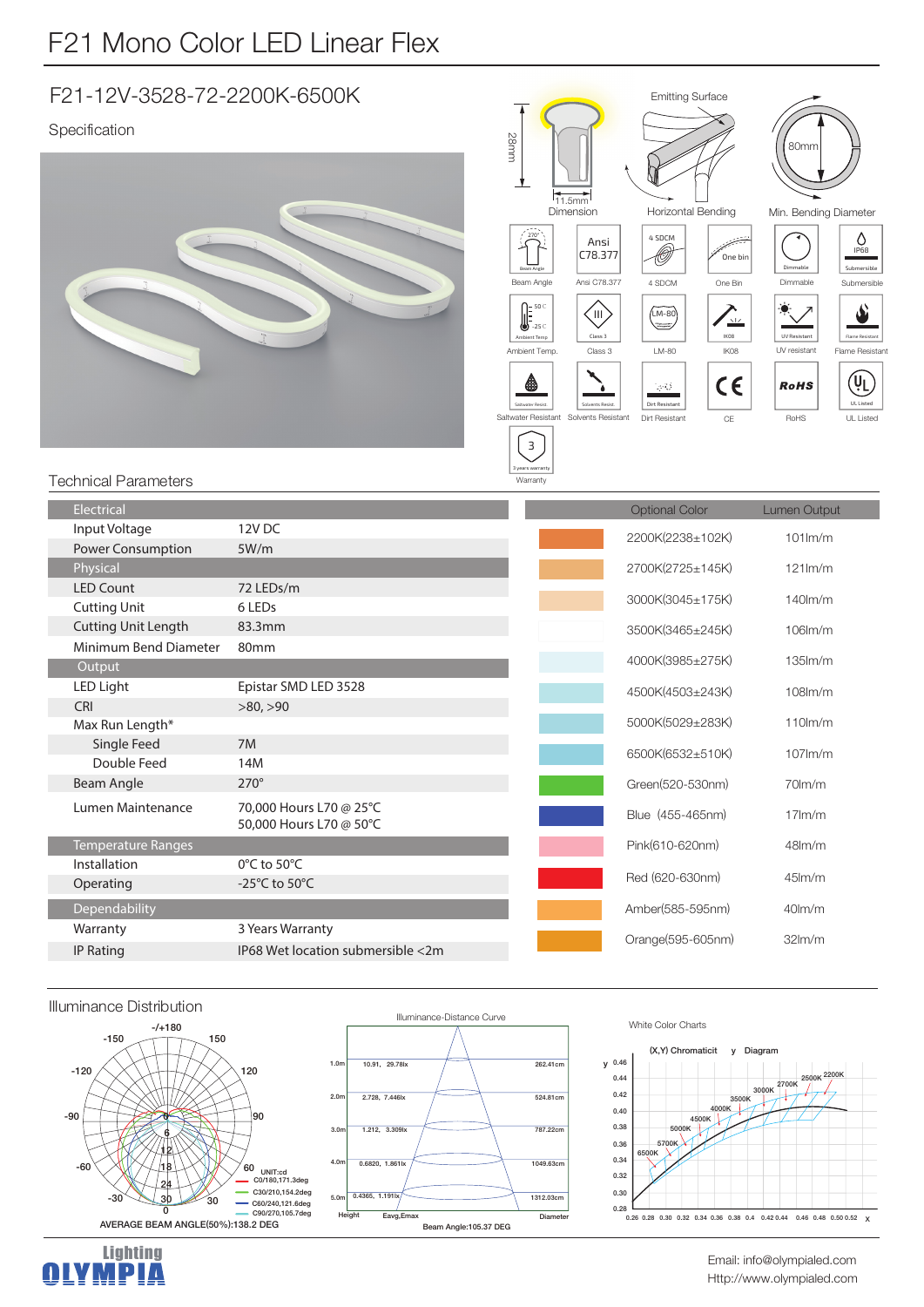# F21 Mono Color LED Linear Flex

## F21-12V-3528-72-2200K-6500K

Specification

28mm

11.5mm

Dimension

Emitting Surface

Horizontal Bending

80mm

Min. Bending Diameter

Beam Angle | Ansi C78.377 | 4 SDCM | One Bin | Dimmable | Submersible

Ambient Temp. | Class 3 | LM-80 | IK08 | UV resistant | Flame Resistant

Saltwater Resistant | Solvents Resistant | Dirt Resistant | CE | RoHS | UL Listed

Warranty

## Technical Parameters

| Electrical | |
|---|---|
| Input Voltage | 12V DC |
| Power Consumption | 5W/m |
| **Physical** | |
| LED Count | 72 LEDs/m |
| Cutting Unit | 6 LEDs |
| Cutting Unit Length | 83.3mm |
| Minimum Bend Diameter | 80mm |
| **Output** | |
| LED Light | Epistar SMD LED 3528 |
| CRI | >80, >90 |
| Max Run Length* | |
| Single Feed | 7M |
| Double Feed | 14M |
| Beam Angle | 270° |
| Lumen Maintenance | 70,000 Hours L70 @ 25°C<br>50,000 Hours L70 @ 50°C |
| **Temperature Ranges** | |
| Installation | 0°C to 50°C |
| Operating | -25°C to 50°C |
| **Dependability** | |
| Warranty | 3 Years Warranty |
| IP Rating | IP68 Wet location submersible <2m |

| Optional Color | Lumen Output |
|---|---|
| 2200K(2238±102K) | 101lm/m |
| 2700K(2725±145K) | 121lm/m |
| 3000K(3045±175K) | 140lm/m |
| 3500K(3465±245K) | 106lm/m |
| 4000K(3985±275K) | 135lm/m |
| 4500K(4503±243K) | 108lm/m |
| 5000K(5029±283K) | 110lm/m |
| 6500K(6532±510K) | 107lm/m |
| Green(520-530nm) | 70lm/m |
| Blue (455-465nm) | 17lm/m |
| Pink(610-620nm) | 48lm/m |
| Red (620-630nm) | 45lm/m |
| Amber(585-595nm) | 40lm/m |
| Orange(595-605nm) | 32lm/m |

## Illuminance Distribution

UNIT:cd
C0/180,171.3deg
C30/210,154.2deg
C60/240,121.6deg
C90/270,105.7deg

AVERAGE BEAM ANGLE(50%):138.2 DEG

Illuminance-Distance Curve

| Height | Eavg,Emax | Diameter |
|---|---|---|
| 1.0m | 10.91, 29.78lx | 262.41cm |
| 2.0m | 2.728, 7.446lx | 524.81cm |
| 3.0m | 1.212, 3.309lx | 787.22cm |
| 4.0m | 0.6820, 1.861lx | 1049.63cm |
| 5.0m | 0.4365, 1.191lx | 1312.03cm |

Beam Angle:105.37 DEG

White Color Charts

(X,Y) Chromaticity Diagram

Email: info@olympialed.com
Http://www.olympialed.com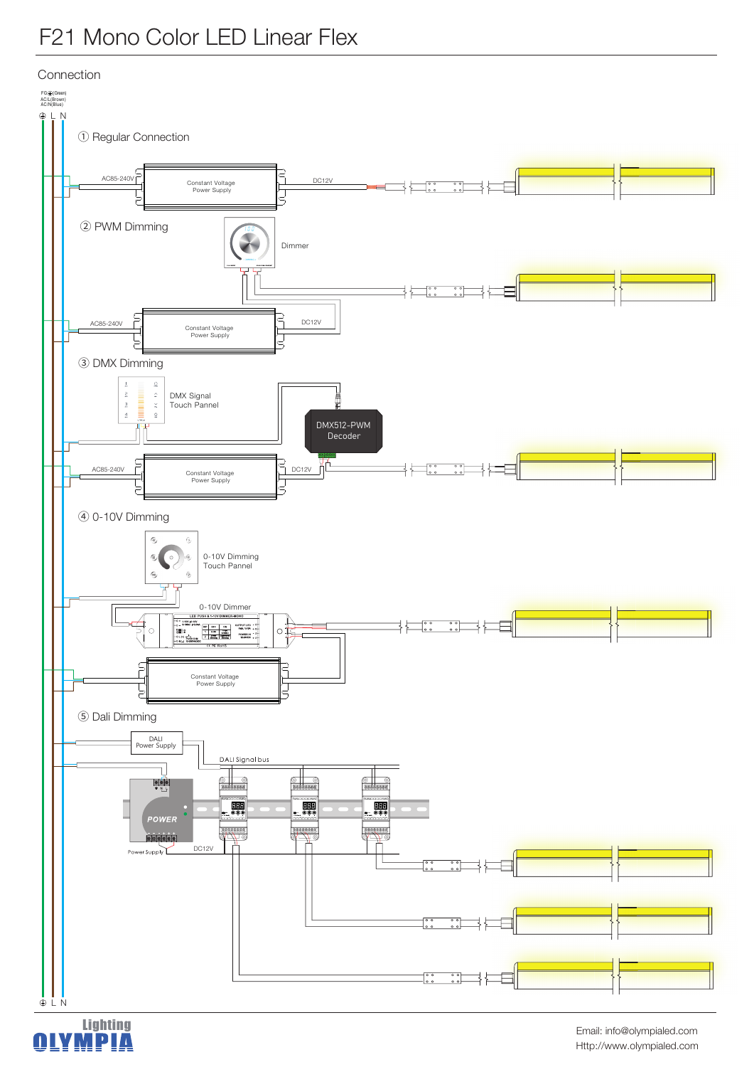# F21 Mono Color LED Linear Flex

## Connection

FG (Green)
AC/L(Brown)
AC/N(Blue)

L N

① Regular Connection

AC85-240V

Constant Voltage
Power Supply

DC12V

② PWM Dimming

Dimmer

AC85-240V

Constant Voltage
Power Supply

DC12V

③ DMX Dimming

DMX Signal
Touch Pannel

DMX512-PWM
Decoder

AC85-240V

Constant Voltage
Power Supply

DC12V

④ 0-10V Dimming

0-10V Dimming
Touch Pannel

0-10V Dimmer

Constant Voltage
Power Supply

⑤ Dali Dimming

DALI
Power Supply

DALI Signal bus

POWER

Power Supply

DC12V

L N

Email: info@olympialed.com
Http://www.olympialed.com